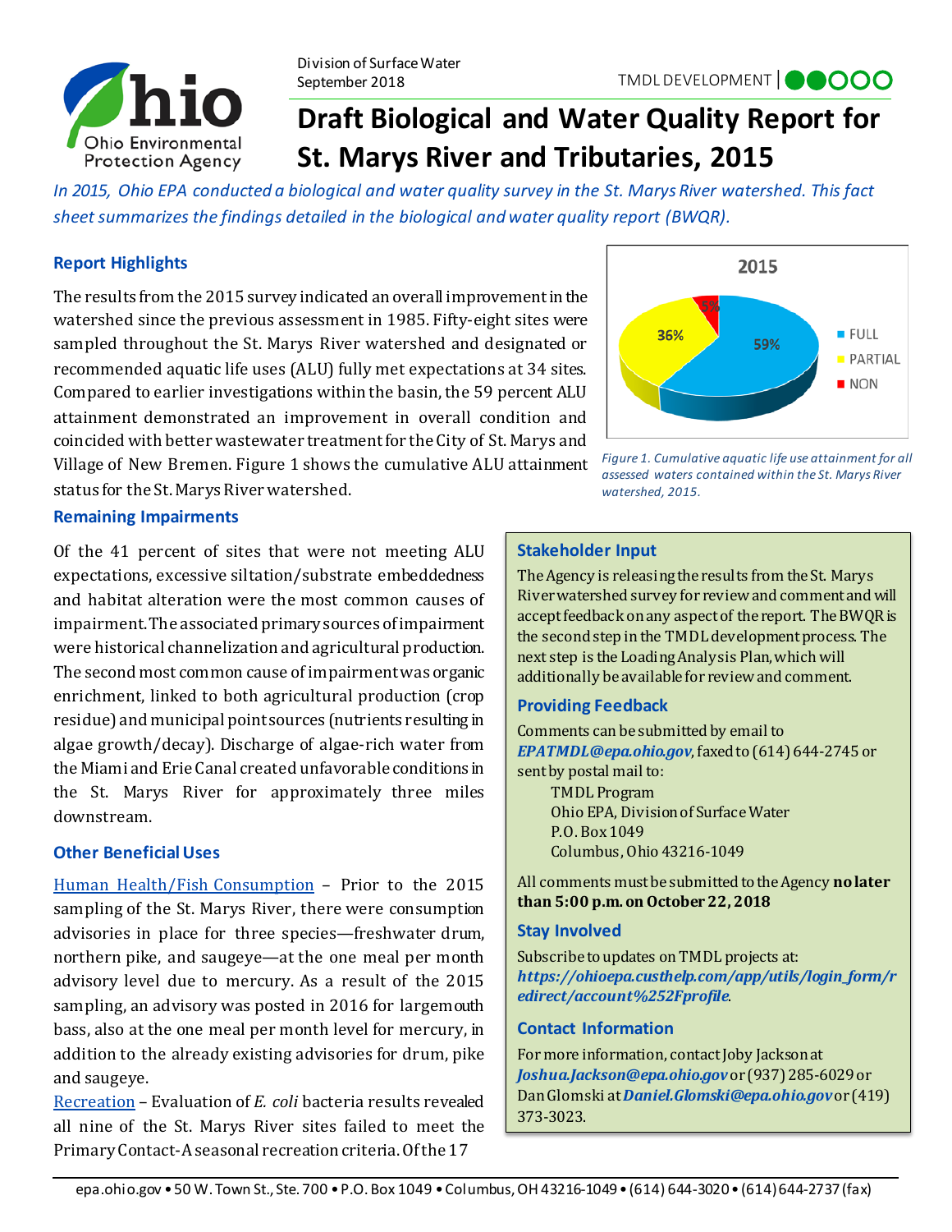Division of Surface Water
September 2018

TMDL DEVELOPMENT

# Draft Biological and Water Quality Report for St. Marys River and Tributaries, 2015

*In 2015, Ohio EPA conducted a biological and water quality survey in the St. Marys River watershed. This fact sheet summarizes the findings detailed in the biological and water quality report (BWQR).*

## Report Highlights

The results from the 2015 survey indicated an overall improvement in the watershed since the previous assessment in 1985. Fifty-eight sites were sampled throughout the St. Marys River watershed and designated or recommended aquatic life uses (ALU) fully met expectations at 34 sites. Compared to earlier investigations within the basin, the 59 percent ALU attainment demonstrated an improvement in overall condition and coincided with better wastewater treatment for the City of St. Marys and Village of New Bremen. Figure 1 shows the cumulative ALU attainment status for the St. Marys River watershed.

2015: FULL 59%, PARTIAL 36%, NON 5%

*Figure 1. Cumulative aquatic life use attainment for all assessed waters contained within the St. Marys River watershed, 2015.*

## Remaining Impairments

Of the 41 percent of sites that were not meeting ALU expectations, excessive siltation/substrate embeddedness and habitat alteration were the most common causes of impairment. The associated primary sources of impairment were historical channelization and agricultural production. The second most common cause of impairment was organic enrichment, linked to both agricultural production (crop residue) and municipal point sources (nutrients resulting in algae growth/decay). Discharge of algae-rich water from the Miami and Erie Canal created unfavorable conditions in the St. Marys River for approximately three miles downstream.

## Other Beneficial Uses

Human Health/Fish Consumption – Prior to the 2015 sampling of the St. Marys River, there were consumption advisories in place for three species—freshwater drum, northern pike, and saugeye—at the one meal per month advisory level due to mercury. As a result of the 2015 sampling, an advisory was posted in 2016 for largemouth bass, also at the one meal per month level for mercury, in addition to the already existing advisories for drum, pike and saugeye.

Recreation – Evaluation of *E. coli* bacteria results revealed all nine of the St. Marys River sites failed to meet the Primary Contact-A seasonal recreation criteria. Of the 17

## Stakeholder Input

The Agency is releasing the results from the St. Marys River watershed survey for review and comment and will accept feedback on any aspect of the report. The BWQR is the second step in the TMDL development process. The next step is the Loading Analysis Plan, which will additionally be available for review and comment.

## Providing Feedback

Comments can be submitted by email to ***EPATMDL@epa.ohio.gov***, faxed to (614) 644-2745 or sent by postal mail to:

TMDL Program
Ohio EPA, Division of Surface Water
P.O. Box 1049
Columbus, Ohio 43216-1049

All comments must be submitted to the Agency **no later than 5:00 p.m. on October 22, 2018**

## Stay Involved

Subscribe to updates on TMDL projects at: ***https://ohioepa.custhelp.com/app/utils/login_form/redirect/account%252Fprofile***.

## Contact Information

For more information, contact Joby Jackson at ***Joshua.Jackson@epa.ohio.gov*** or (937) 285-6029 or Dan Glomski at ***Daniel.Glomski@epa.ohio.gov*** or (419) 373-3023.

epa.ohio.gov • 50 W. Town St., Ste. 700 • P.O. Box 1049 • Columbus, OH 43216-1049 • (614) 644-3020 • (614) 644-2737 (fax)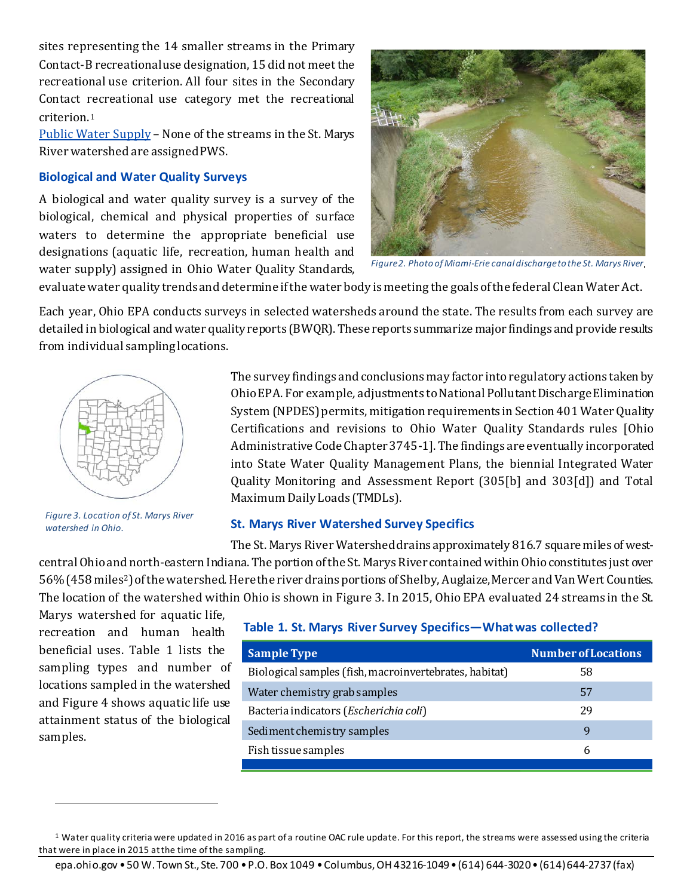sites representing the 14 smaller streams in the Primary Contact-B recreational use designation, 15 did not meet the recreational use criterion. All four sites in the Secondary Contact recreational use category met the recreational criterion.[1]

Public Water Supply – None of the streams in the St. Marys River watershed are assigned PWS.

### Biological and Water Quality Surveys

A biological and water quality survey is a survey of the biological, chemical and physical properties of surface waters to determine the appropriate beneficial use designations (aquatic life, recreation, human health and water supply) assigned in Ohio Water Quality Standards, evaluate water quality trends and determine if the water body is meeting the goals of the federal Clean Water Act.

*Figure 2. Photo of Miami-Erie canal discharge to the St. Marys River.*

Each year, Ohio EPA conducts surveys in selected watersheds around the state. The results from each survey are detailed in biological and water quality reports (BWQR). These reports summarize major findings and provide results from individual sampling locations.

*Figure 3. Location of St. Marys River watershed in Ohio.*

The survey findings and conclusions may factor into regulatory actions taken by Ohio EPA. For example, adjustments to National Pollutant Discharge Elimination System (NPDES) permits, mitigation requirements in Section 401 Water Quality Certifications and revisions to Ohio Water Quality Standards rules [Ohio Administrative Code Chapter 3745-1]. The findings are eventually incorporated into State Water Quality Management Plans, the biennial Integrated Water Quality Monitoring and Assessment Report (305[b] and 303[d]) and Total Maximum Daily Loads (TMDLs).

### St. Marys River Watershed Survey Specifics

The St. Marys River Watershed drains approximately 816.7 square miles of west-central Ohio and north-eastern Indiana. The portion of the St. Marys River contained within Ohio constitutes just over 56% (458 miles$^2$) of the watershed. Here the river drains portions of Shelby, Auglaize, Mercer and Van Wert Counties. The location of the watershed within Ohio is shown in Figure 3. In 2015, Ohio EPA evaluated 24 streams in the St. Marys watershed for aquatic life, recreation and human health beneficial uses. Table 1 lists the sampling types and number of locations sampled in the watershed and Figure 4 shows aquatic life use attainment status of the biological samples.

**Table 1. St. Marys River Survey Specifics—What was collected?**

| Sample Type | Number of Locations |
|---|---|
| Biological samples (fish, macroinvertebrates, habitat) | 58 |
| Water chemistry grab samples | 57 |
| Bacteria indicators (*Escherichia coli*) | 29 |
| Sediment chemistry samples | 9 |
| Fish tissue samples | 6 |

[1] Water quality criteria were updated in 2016 as part of a routine OAC rule update. For this report, the streams were assessed using the criteria that were in place in 2015 at the time of the sampling.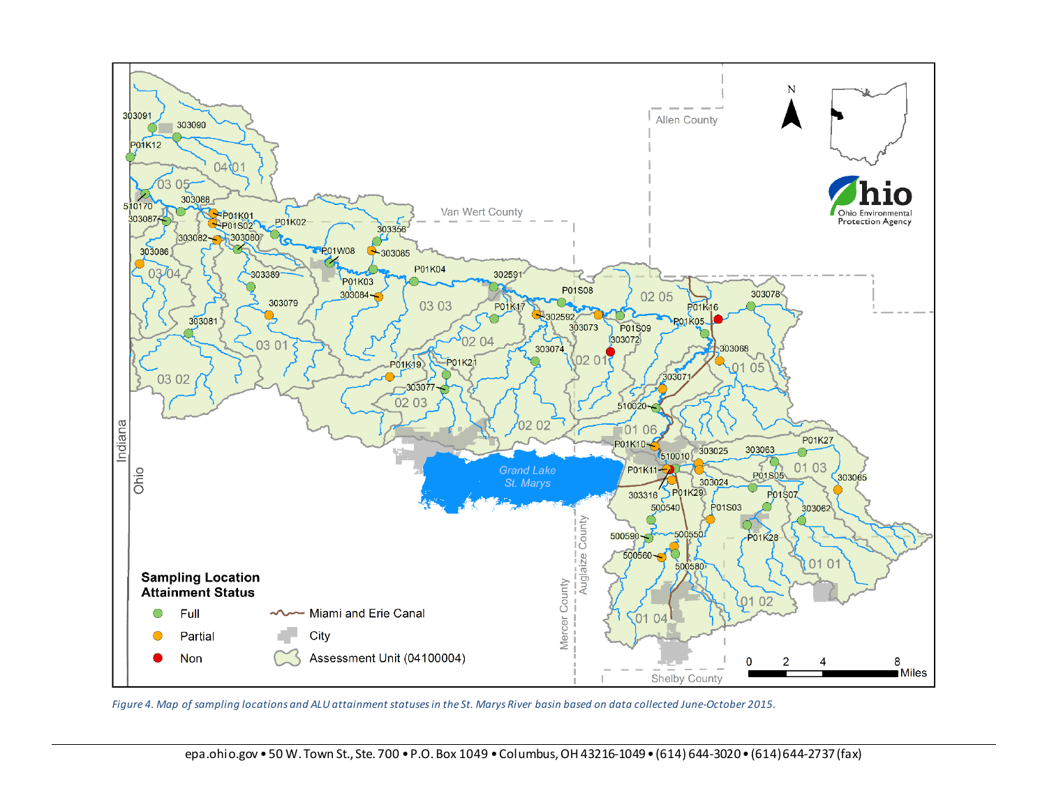Figure 4. Map of sampling locations and ALU attainment statuses in the St. Marys River basin based on data collected June-October 2015.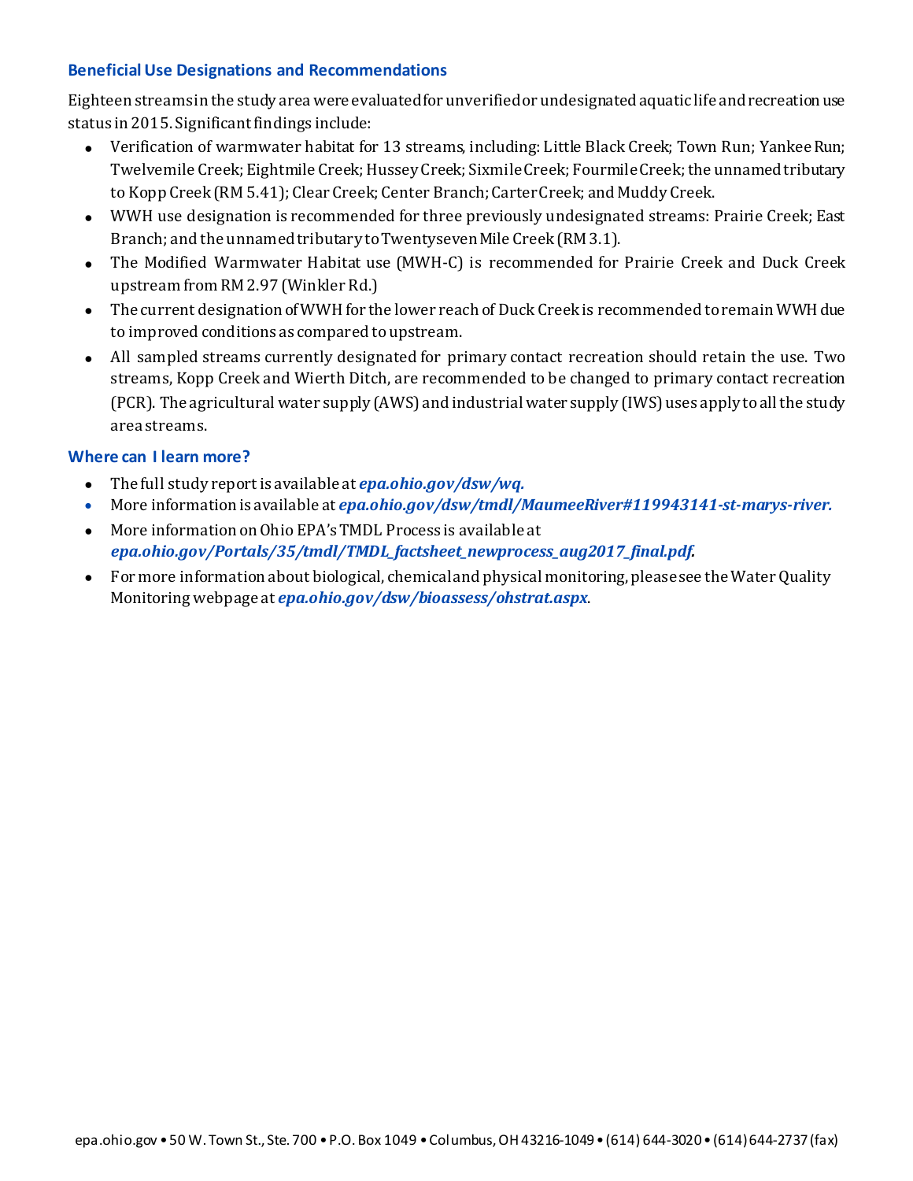### Beneficial Use Designations and Recommendations

Eighteen streams in the study area were evaluated for unverified or undesignated aquatic life and recreation use status in 2015. Significant findings include:

- Verification of warmwater habitat for 13 streams, including: Little Black Creek; Town Run; Yankee Run; Twelvemile Creek; Eightmile Creek; Hussey Creek; Sixmile Creek; Fourmile Creek; the unnamed tributary to Kopp Creek (RM 5.41); Clear Creek; Center Branch; Carter Creek; and Muddy Creek.
- WWH use designation is recommended for three previously undesignated streams: Prairie Creek; East Branch; and the unnamed tributary to Twentyseven Mile Creek (RM 3.1).
- The Modified Warmwater Habitat use (MWH-C) is recommended for Prairie Creek and Duck Creek upstream from RM 2.97 (Winkler Rd.)
- The current designation of WWH for the lower reach of Duck Creek is recommended to remain WWH due to improved conditions as compared to upstream.
- All sampled streams currently designated for primary contact recreation should retain the use. Two streams, Kopp Creek and Wierth Ditch, are recommended to be changed to primary contact recreation (PCR). The agricultural water supply (AWS) and industrial water supply (IWS) uses apply to all the study area streams.

### Where can I learn more?

- The full study report is available at ***epa.ohio.gov/dsw/wq.***
- More information is available at ***epa.ohio.gov/dsw/tmdl/MaumeeRiver#119943141-st-marys-river.***
- More information on Ohio EPA's TMDL Process is available at ***epa.ohio.gov/Portals/35/tmdl/TMDL_factsheet_newprocess_aug2017_final.pdf.***
- For more information about biological, chemical and physical monitoring, please see the Water Quality Monitoring webpage at ***epa.ohio.gov/dsw/bioassess/ohstrat.aspx***.

epa.ohio.gov • 50 W. Town St., Ste. 700 • P.O. Box 1049 • Columbus, OH 43216-1049 • (614) 644-3020 • (614) 644-2737 (fax)